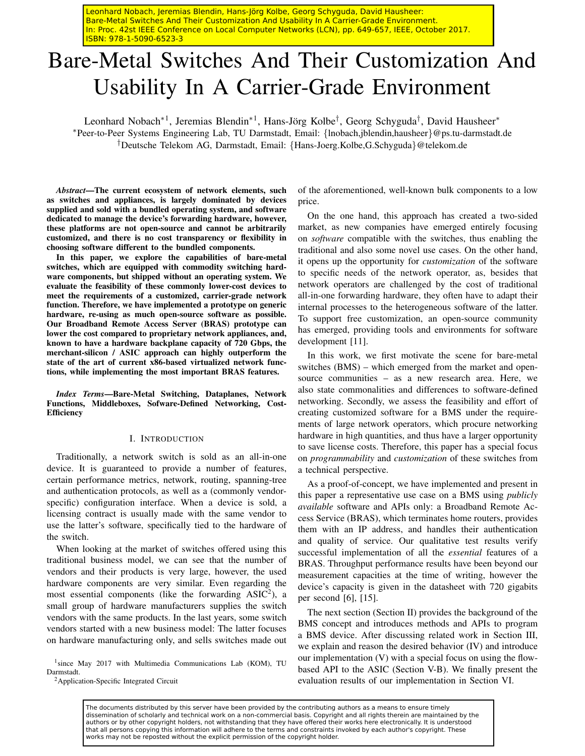Leonhard Nobach, Jeremias Blendin, Hans-Jörg Kolbe, Georg Schyguda, David Hausheer: Bare-Metal Switches And Their Customization And Usability In A Carrier-Grade Environment. In: Proc. 42st IEEE Conference on Local Computer Networks (LCN), pp. 649-657, IEEE, October 2017. ISBN: 978-1-5090-6523-3

# Bare-Metal Switches And Their Customization And Usability In A Carrier-Grade Environment

Leonhard Nobach*[1], Jeremias Blendin*[1], Hans-Jörg Kolbe[†], Georg Schyguda[†], David Hausheer*

*Peer-to-Peer Systems Engineering Lab, TU Darmstadt, Email: {lnobach,jblendin,hausheer}@ps.tu-darmstadt.de

[†]Deutsche Telekom AG, Darmstadt, Email: {Hans-Joerg.Kolbe,G.Schyguda}@telekom.de

***Abstract*—The current ecosystem of network elements, such as switches and appliances, is largely dominated by devices supplied and sold with a bundled operating system, and software dedicated to manage the device's forwarding hardware, however, these platforms are not open-source and cannot be arbitrarily customized, and there is no cost transparency or flexibility in choosing software different to the bundled components.**

**In this paper, we explore the capabilities of bare-metal switches, which are equipped with commodity switching hardware components, but shipped without an operating system. We evaluate the feasibility of these commonly lower-cost devices to meet the requirements of a customized, carrier-grade network function. Therefore, we have implemented a prototype on generic hardware, re-using as much open-source software as possible. Our Broadband Remote Access Server (BRAS) prototype can lower the cost compared to proprietary network appliances, and, known to have a hardware backplane capacity of 720 Gbps, the merchant-silicon / ASIC approach can highly outperform the state of the art of current x86-based virtualized network functions, while implementing the most important BRAS features.**

***Index Terms*—Bare-Metal Switching, Dataplanes, Network Functions, Middleboxes, Sofware-Defined Networking, Cost-Efficiency**

## I. Introduction

Traditionally, a network switch is sold as an all-in-one device. It is guaranteed to provide a number of features, certain performance metrics, network, routing, spanning-tree and authentication protocols, as well as a (commonly vendor-specific) configuration interface. When a device is sold, a licensing contract is usually made with the same vendor to use the latter's software, specifically tied to the hardware of the switch.

When looking at the market of switches offered using this traditional business model, we can see that the number of vendors and their products is very large, however, the used hardware components are very similar. Even regarding the most essential components (like the forwarding ASIC[2]), a small group of hardware manufacturers supplies the switch vendors with the same products. In the last years, some switch vendors started with a new business model: The latter focuses on hardware manufacturing only, and sells switches made out of the aforementioned, well-known bulk components to a low price.

On the one hand, this approach has created a two-sided market, as new companies have emerged entirely focusing on *software* compatible with the switches, thus enabling the traditional and also some novel use cases. On the other hand, it opens up the opportunity for *customization* of the software to specific needs of the network operator, as, besides that network operators are challenged by the cost of traditional all-in-one forwarding hardware, they often have to adapt their internal processes to the heterogeneous software of the latter. To support free customization, an open-source community has emerged, providing tools and environments for software development [11].

In this work, we first motivate the scene for bare-metal switches (BMS) – which emerged from the market and open-source communities – as a new research area. Here, we also state commonalities and differences to software-defined networking. Secondly, we assess the feasibility and effort of creating customized software for a BMS under the requirements of large network operators, which procure networking hardware in high quantities, and thus have a larger opportunity to save license costs. Therefore, this paper has a special focus on *programmability* and *customization* of these switches from a technical perspective.

As a proof-of-concept, we have implemented and present in this paper a representative use case on a BMS using *publicly available* software and APIs only: a Broadband Remote Access Service (BRAS), which terminates home routers, provides them with an IP address, and handles their authentication and quality of service. Our qualitative test results verify successful implementation of all the *essential* features of a BRAS. Throughput performance results have been beyond our measurement capacities at the time of writing, however the device's capacity is given in the datasheet with 720 gigabits per second [6], [15].

The next section (Section II) provides the background of the BMS concept and introduces methods and APIs to program a BMS device. After discussing related work in Section III, we explain and reason the desired behavior (IV) and introduce our implementation (V) with a special focus on using the flow-based API to the ASIC (Section V-B). We finally present the evaluation results of our implementation in Section VI.

[1]since May 2017 with Multimedia Communications Lab (KOM), TU Darmstadt.

[2]Application-Specific Integrated Circuit

The documents distributed by this server have been provided by the contributing authors as a means to ensure timely dissemination of scholarly and technical work on a non-commercial basis. Copyright and all rights therein are maintained by the authors or by other copyright holders, not withstanding that they have offered their works here electronically. It is understood that all persons copying this information will adhere to the terms and constraints invoked by each author's copyright. These works may not be reposted without the explicit permission of the copyright holder.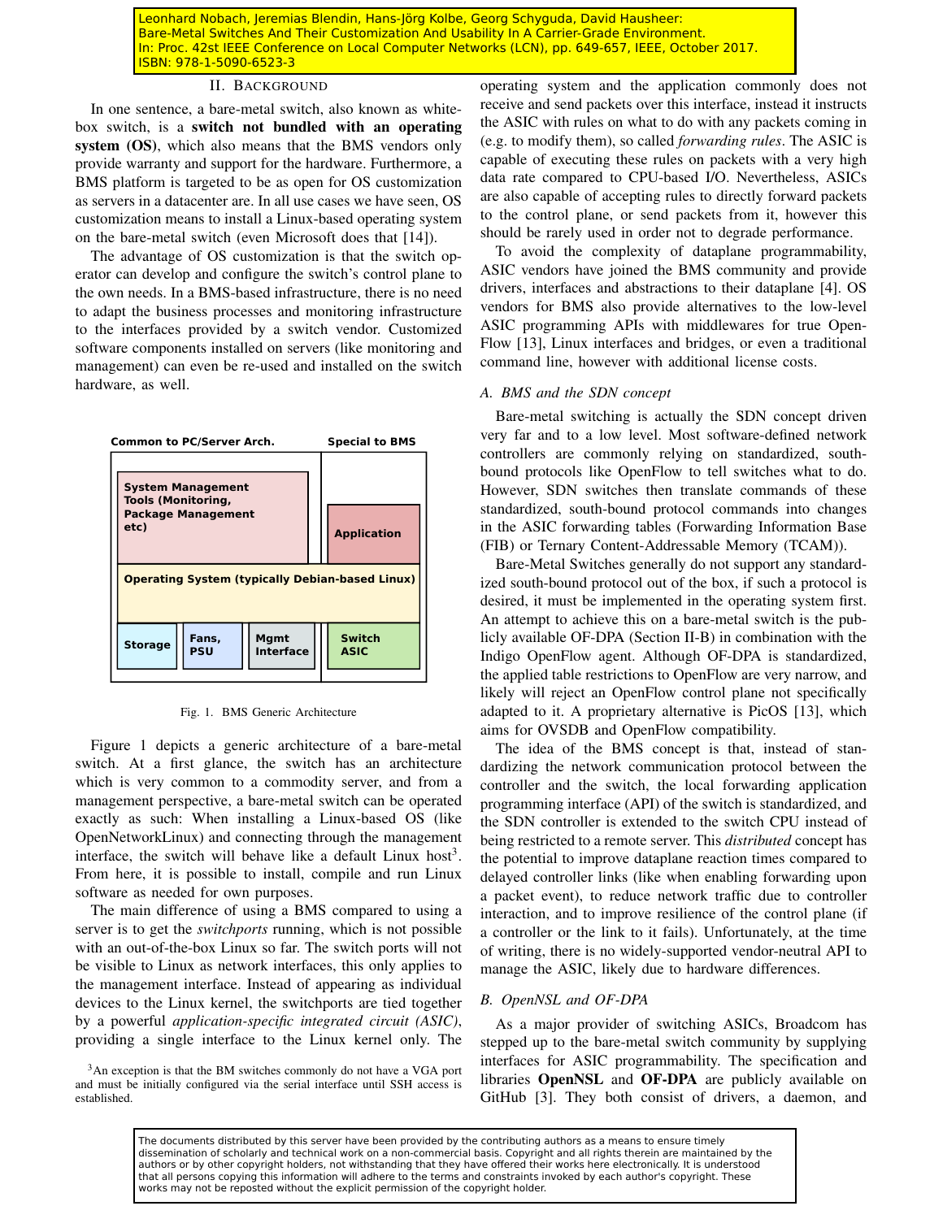Leonhard Nobach, Jeremias Blendin, Hans-Jörg Kolbe, Georg Schyguda, David Hausheer: Bare-Metal Switches And Their Customization And Usability In A Carrier-Grade Environment. In: Proc. 42st IEEE Conference on Local Computer Networks (LCN), pp. 649-657, IEEE, October 2017. ISBN: 978-1-5090-6523-3

## II. Background

In one sentence, a bare-metal switch, also known as white-box switch, is a **switch not bundled with an operating system (OS)**, which also means that the BMS vendors only provide warranty and support for the hardware. Furthermore, a BMS platform is targeted to be as open for OS customization as servers in a datacenter are. In all use cases we have seen, OS customization means to install a Linux-based operating system on the bare-metal switch (even Microsoft does that [14]).

The advantage of OS customization is that the switch operator can develop and configure the switch's control plane to the own needs. In a BMS-based infrastructure, there is no need to adapt the business processes and monitoring infrastructure to the interfaces provided by a switch vendor. Customized software components installed on servers (like monitoring and management) can even be re-used and installed on the switch hardware, as well.

Common to PC/Server Arch.

Special to BMS

System Management Tools (Monitoring, Package Management etc)

Application

Operating System (typically Debian-based Linux)

Storage

Fans, PSU

Mgmt Interface

Switch ASIC

Fig. 1. BMS Generic Architecture

Figure 1 depicts a generic architecture of a bare-metal switch. At a first glance, the switch has an architecture which is very common to a commodity server, and from a management perspective, a bare-metal switch can be operated exactly as such: When installing a Linux-based OS (like OpenNetworkLinux) and connecting through the management interface, the switch will behave like a default Linux host[3]. From here, it is possible to install, compile and run Linux software as needed for own purposes.

The main difference of using a BMS compared to using a server is to get the *switchports* running, which is not possible with an out-of-the-box Linux so far. The switch ports will not be visible to Linux as network interfaces, this only applies to the management interface. Instead of appearing as individual devices to the Linux kernel, the switchports are tied together by a powerful *application-specific integrated circuit (ASIC)*, providing a single interface to the Linux kernel only. The operating system and the application commonly does not receive and send packets over this interface, instead it instructs the ASIC with rules on what to do with any packets coming in (e.g. to modify them), so called *forwarding rules*. The ASIC is capable of executing these rules on packets with a very high data rate compared to CPU-based I/O. Nevertheless, ASICs are also capable of accepting rules to directly forward packets to the control plane, or send packets from it, however this should be rarely used in order not to degrade performance.

[3]An exception is that the BM switches commonly do not have a VGA port and must be initially configured via the serial interface until SSH access is established.

To avoid the complexity of dataplane programmability, ASIC vendors have joined the BMS community and provide drivers, interfaces and abstractions to their dataplane [4]. OS vendors for BMS also provide alternatives to the low-level ASIC programming APIs with middlewares for true OpenFlow [13], Linux interfaces and bridges, or even a traditional command line, however with additional license costs.

### A. BMS and the SDN concept

Bare-metal switching is actually the SDN concept driven very far and to a low level. Most software-defined network controllers are commonly relying on standardized, south-bound protocols like OpenFlow to tell switches what to do. However, SDN switches then translate commands of these standardized, south-bound protocol commands into changes in the ASIC forwarding tables (Forwarding Information Base (FIB) or Ternary Content-Addressable Memory (TCAM)).

Bare-Metal Switches generally do not support any standardized south-bound protocol out of the box, if such a protocol is desired, it must be implemented in the operating system first. An attempt to achieve this on a bare-metal switch is the publicly available OF-DPA (Section II-B) in combination with the Indigo OpenFlow agent. Although OF-DPA is standardized, the applied table restrictions to OpenFlow are very narrow, and likely will reject an OpenFlow control plane not specifically adapted to it. A proprietary alternative is PicOS [13], which aims for OVSDB and OpenFlow compatibility.

The idea of the BMS concept is that, instead of standardizing the network communication protocol between the controller and the switch, the local forwarding application programming interface (API) of the switch is standardized, and the SDN controller is extended to the switch CPU instead of being restricted to a remote server. This *distributed* concept has the potential to improve dataplane reaction times compared to delayed controller links (like when enabling forwarding upon a packet event), to reduce network traffic due to controller interaction, and to improve resilience of the control plane (if a controller or the link to it fails). Unfortunately, at the time of writing, there is no widely-supported vendor-neutral API to manage the ASIC, likely due to hardware differences.

### B. OpenNSL and OF-DPA

As a major provider of switching ASICs, Broadcom has stepped up to the bare-metal switch community by supplying interfaces for ASIC programmability. The specification and libraries **OpenNSL** and **OF-DPA** are publicly available on GitHub [3]. They both consist of drivers, a daemon, and

The documents distributed by this server have been provided by the contributing authors as a means to ensure timely dissemination of scholarly and technical work on a non-commercial basis. Copyright and all rights therein are maintained by the authors or by other copyright holders, not withstanding that they have offered their works here electronically. It is understood that all persons copying this information will adhere to the terms and constraints invoked by each author's copyright. These works may not be reposted without the explicit permission of the copyright holder.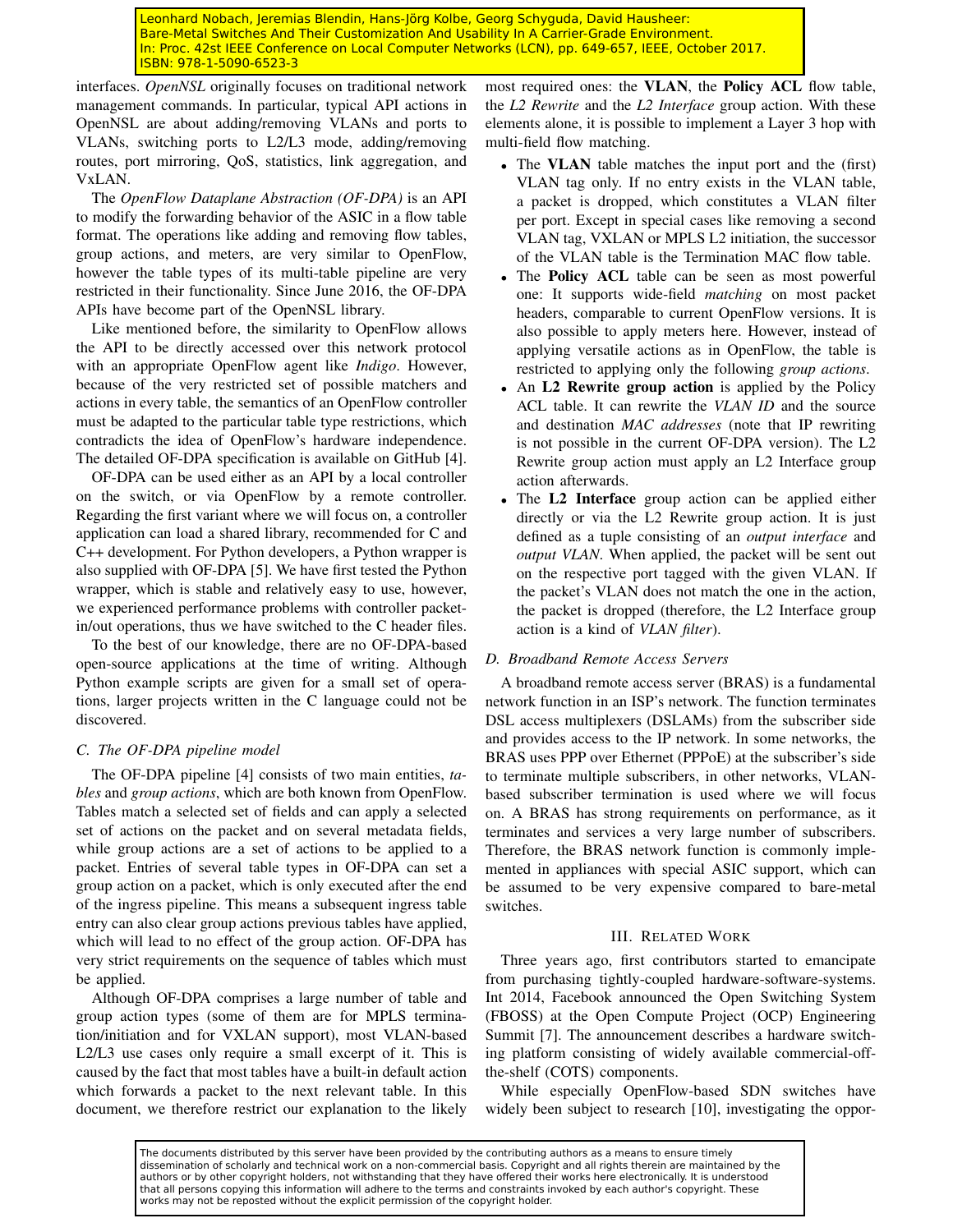interfaces. *OpenNSL* originally focuses on traditional network management commands. In particular, typical API actions in OpenNSL are about adding/removing VLANs and ports to VLANs, switching ports to L2/L3 mode, adding/removing routes, port mirroring, QoS, statistics, link aggregation, and VxLAN.

The *OpenFlow Dataplane Abstraction (OF-DPA)* is an API to modify the forwarding behavior of the ASIC in a flow table format. The operations like adding and removing flow tables, group actions, and meters, are very similar to OpenFlow, however the table types of its multi-table pipeline are very restricted in their functionality. Since June 2016, the OF-DPA APIs have become part of the OpenNSL library.

Like mentioned before, the similarity to OpenFlow allows the API to be directly accessed over this network protocol with an appropriate OpenFlow agent like *Indigo*. However, because of the very restricted set of possible matchers and actions in every table, the semantics of an OpenFlow controller must be adapted to the particular table type restrictions, which contradicts the idea of OpenFlow's hardware independence. The detailed OF-DPA specification is available on GitHub [4].

OF-DPA can be used either as an API by a local controller on the switch, or via OpenFlow by a remote controller. Regarding the first variant where we will focus on, a controller application can load a shared library, recommended for C and C++ development. For Python developers, a Python wrapper is also supplied with OF-DPA [5]. We have first tested the Python wrapper, which is stable and relatively easy to use, however, we experienced performance problems with controller packet-in/out operations, thus we have switched to the C header files.

To the best of our knowledge, there are no OF-DPA-based open-source applications at the time of writing. Although Python example scripts are given for a small set of operations, larger projects written in the C language could not be discovered.

### C. The OF-DPA pipeline model

The OF-DPA pipeline [4] consists of two main entities, *tables* and *group actions*, which are both known from OpenFlow. Tables match a selected set of fields and can apply a selected set of actions on the packet and on several metadata fields, while group actions are a set of actions to be applied to a packet. Entries of several table types in OF-DPA can set a group action on a packet, which is only executed after the end of the ingress pipeline. This means a subsequent ingress table entry can also clear group actions previous tables have applied, which will lead to no effect of the group action. OF-DPA has very strict requirements on the sequence of tables which must be applied.

Although OF-DPA comprises a large number of table and group action types (some of them are for MPLS termination/initiation and for VXLAN support), most VLAN-based L2/L3 use cases only require a small excerpt of it. This is caused by the fact that most tables have a built-in default action which forwards a packet to the next relevant table. In this document, we therefore restrict our explanation to the likely most required ones: the **VLAN**, the **Policy ACL** flow table, the *L2 Rewrite* and the *L2 Interface* group action. With these elements alone, it is possible to implement a Layer 3 hop with multi-field flow matching.

- The **VLAN** table matches the input port and the (first) VLAN tag only. If no entry exists in the VLAN table, a packet is dropped, which constitutes a VLAN filter per port. Except in special cases like removing a second VLAN tag, VXLAN or MPLS L2 initiation, the successor of the VLAN table is the Termination MAC flow table.
- The **Policy ACL** table can be seen as most powerful one: It supports wide-field *matching* on most packet headers, comparable to current OpenFlow versions. It is also possible to apply meters here. However, instead of applying versatile actions as in OpenFlow, the table is restricted to applying only the following *group actions*.
- An **L2 Rewrite group action** is applied by the Policy ACL table. It can rewrite the *VLAN ID* and the source and destination *MAC addresses* (note that IP rewriting is not possible in the current OF-DPA version). The L2 Rewrite group action must apply an L2 Interface group action afterwards.
- The **L2 Interface** group action can be applied either directly or via the L2 Rewrite group action. It is just defined as a tuple consisting of an *output interface* and *output VLAN*. When applied, the packet will be sent out on the respective port tagged with the given VLAN. If the packet's VLAN does not match the one in the action, the packet is dropped (therefore, the L2 Interface group action is a kind of *VLAN filter*).

### D. Broadband Remote Access Servers

A broadband remote access server (BRAS) is a fundamental network function in an ISP's network. The function terminates DSL access multiplexers (DSLAMs) from the subscriber side and provides access to the IP network. In some networks, the BRAS uses PPP over Ethernet (PPPoE) at the subscriber's side to terminate multiple subscribers, in other networks, VLAN-based subscriber termination is used where we will focus on. A BRAS has strong requirements on performance, as it terminates and services a very large number of subscribers. Therefore, the BRAS network function is commonly implemented in appliances with special ASIC support, which can be assumed to be very expensive compared to bare-metal switches.

## III. Related Work

Three years ago, first contributors started to emancipate from purchasing tightly-coupled hardware-software-systems. Int 2014, Facebook announced the Open Switching System (FBOSS) at the Open Compute Project (OCP) Engineering Summit [7]. The announcement describes a hardware switching platform consisting of widely available commercial-off-the-shelf (COTS) components.

While especially OpenFlow-based SDN switches have widely been subject to research [10], investigating the oppor-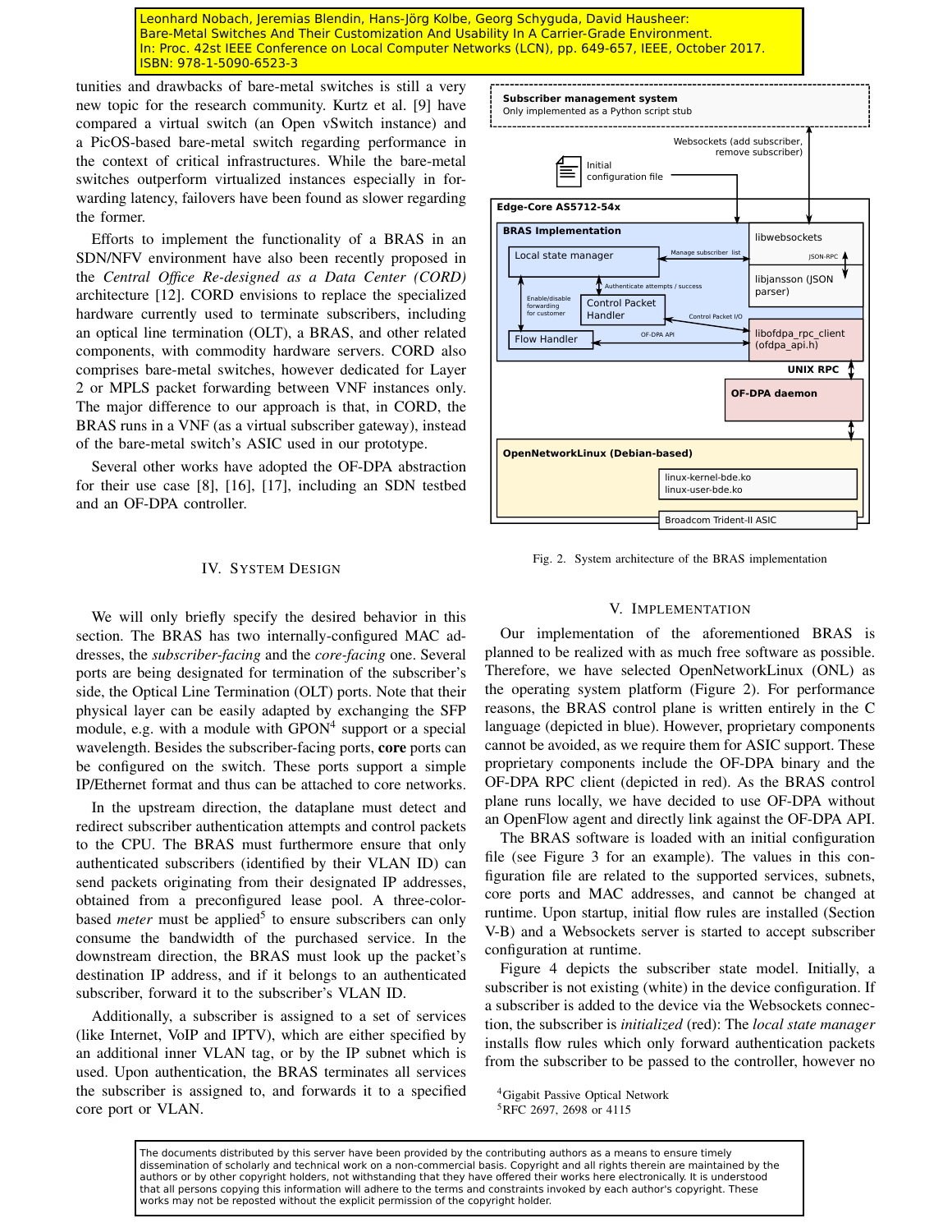Leonhard Nobach, Jeremias Blendin, Hans-Jörg Kolbe, Georg Schyguda, David Hausheer:
Bare-Metal Switches And Their Customization And Usability In A Carrier-Grade Environment.
In: Proc. 42st IEEE Conference on Local Computer Networks (LCN), pp. 649-657, IEEE, October 2017.
ISBN: 978-1-5090-6523-3

tunities and drawbacks of bare-metal switches is still a very new topic for the research community. Kurtz et al. [9] have compared a virtual switch (an Open vSwitch instance) and a PicOS-based bare-metal switch regarding performance in the context of critical infrastructures. While the bare-metal switches outperform virtualized instances especially in forwarding latency, failovers have been found as slower regarding the former.

Efforts to implement the functionality of a BRAS in an SDN/NFV environment have also been recently proposed in the *Central Office Re-designed as a Data Center (CORD)* architecture [12]. CORD envisions to replace the specialized hardware currently used to terminate subscribers, including an optical line termination (OLT), a BRAS, and other related components, with commodity hardware servers. CORD also comprises bare-metal switches, however dedicated for Layer 2 or MPLS packet forwarding between VNF instances only. The major difference to our approach is that, in CORD, the BRAS runs in a VNF (as a virtual subscriber gateway), instead of the bare-metal switch's ASIC used in our prototype.

Several other works have adopted the OF-DPA abstraction for their use case [8], [16], [17], including an SDN testbed and an OF-DPA controller.

## IV. System Design

We will only briefly specify the desired behavior in this section. The BRAS has two internally-configured MAC addresses, the *subscriber-facing* and the *core-facing* one. Several ports are being designated for termination of the subscriber's side, the Optical Line Termination (OLT) ports. Note that their physical layer can be easily adapted by exchanging the SFP module, e.g. with a module with GPON[4] support or a special wavelength. Besides the subscriber-facing ports, **core** ports can be configured on the switch. These ports support a simple IP/Ethernet format and thus can be attached to core networks.

In the upstream direction, the dataplane must detect and redirect subscriber authentication attempts and control packets to the CPU. The BRAS must furthermore ensure that only authenticated subscribers (identified by their VLAN ID) can send packets originating from their designated IP addresses, obtained from a preconfigured lease pool. A three-color-based *meter* must be applied[5] to ensure subscribers can only consume the bandwidth of the purchased service. In the downstream direction, the BRAS must look up the packet's destination IP address, and if it belongs to an authenticated subscriber, forward it to the subscriber's VLAN ID.

Additionally, a subscriber is assigned to a set of services (like Internet, VoIP and IPTV), which are either specified by an additional inner VLAN tag, or by the IP subnet which is used. Upon authentication, the BRAS terminates all services the subscriber is assigned to, and forwards it to a specified core port or VLAN.

Subscriber management system
Only implemented as a Python script stub
Websockets (add subscriber, remove subscriber)
Initial configuration file
Edge-Core AS5712-54x
BRAS Implementation
Local state manager
Manage subscriber list
libwebsockets
JSON-RPC
libjansson (JSON parser)
Authenticate attempts / success
Enable/disable forwarding for customer
Control Packet Handler
Control Packet I/O
Flow Handler
OF-DPA API
libofdpa_rpc_client (ofdpa_api.h)
UNIX RPC
OF-DPA daemon
OpenNetworkLinux (Debian-based)
linux-kernel-bde.ko
linux-user-bde.ko
Broadcom Trident-II ASIC

Fig. 2. System architecture of the BRAS implementation

## V. Implementation

Our implementation of the aforementioned BRAS is planned to be realized with as much free software as possible. Therefore, we have selected OpenNetworkLinux (ONL) as the operating system platform (Figure 2). For performance reasons, the BRAS control plane is written entirely in the C language (depicted in blue). However, proprietary components cannot be avoided, as we require them for ASIC support. These proprietary components include the OF-DPA binary and the OF-DPA RPC client (depicted in red). As the BRAS control plane runs locally, we have decided to use OF-DPA without an OpenFlow agent and directly link against the OF-DPA API.

The BRAS software is loaded with an initial configuration file (see Figure 3 for an example). The values in this configuration file are related to the supported services, subnets, core ports and MAC addresses, and cannot be changed at runtime. Upon startup, initial flow rules are installed (Section V-B) and a Websockets server is started to accept subscriber configuration at runtime.

Figure 4 depicts the subscriber state model. Initially, a subscriber is not existing (white) in the device configuration. If a subscriber is added to the device via the Websockets connection, the subscriber is *initialized* (red): The *local state manager* installs flow rules which only forward authentication packets from the subscriber to be passed to the controller, however no

[4]Gigabit Passive Optical Network
[5]RFC 2697, 2698 or 4115

The documents distributed by this server have been provided by the contributing authors as a means to ensure timely dissemination of scholarly and technical work on a non-commercial basis. Copyright and all rights therein are maintained by the authors or by other copyright holders, not withstanding that they have offered their works here electronically. It is understood that all persons copying this information will adhere to the terms and constraints invoked by each author's copyright. These works may not be reposted without the explicit permission of the copyright holder.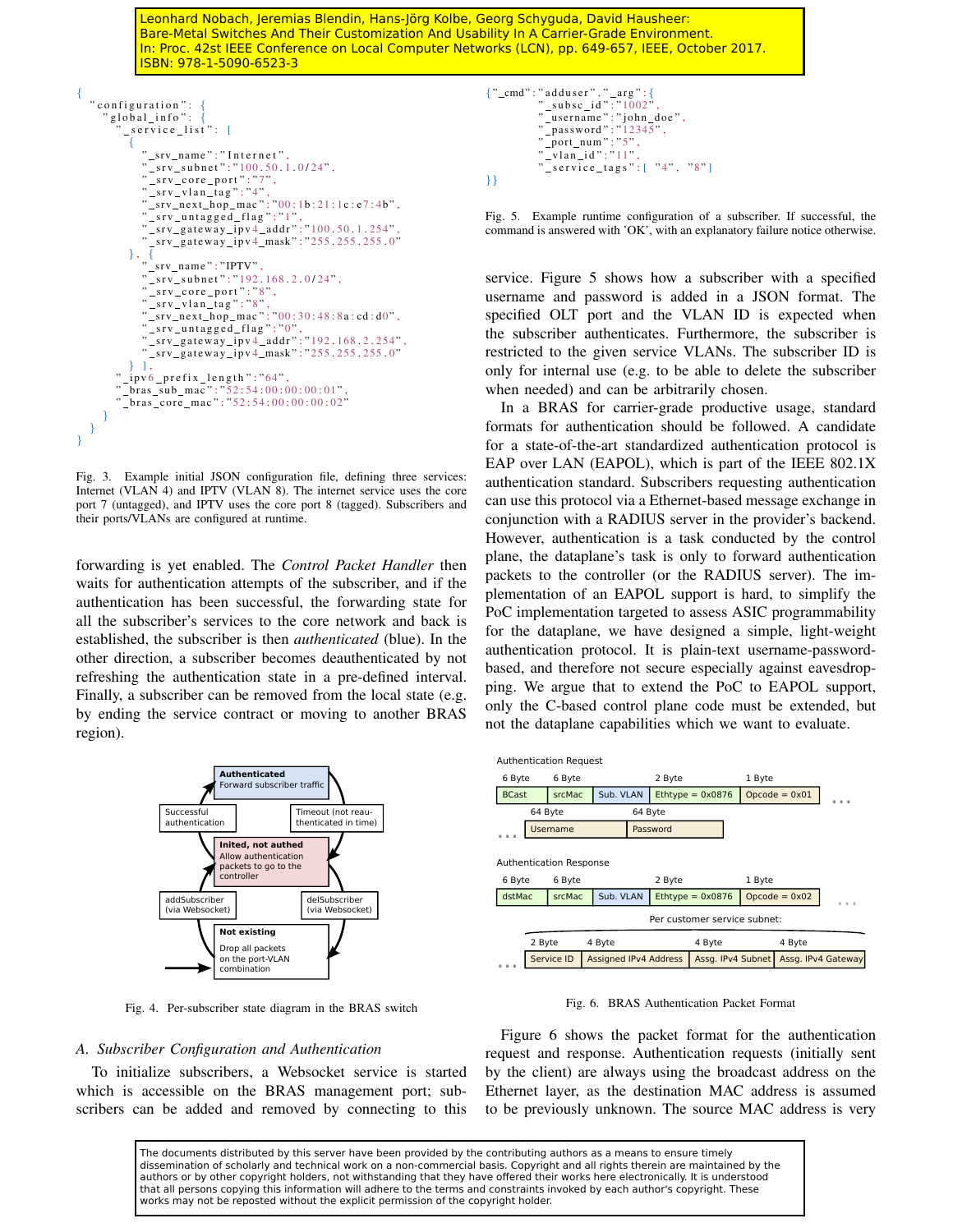Leonhard Nobach, Jeremias Blendin, Hans-Jörg Kolbe, Georg Schyguda, David Hausheer:
Bare-Metal Switches And Their Customization And Usability In A Carrier-Grade Environment.
In: Proc. 42st IEEE Conference on Local Computer Networks (LCN), pp. 649-657, IEEE, October 2017.
ISBN: 978-1-5090-6523-3

```
{
  "configuration": {
    "global_info": {
      "_service_list": [
        {
          "_srv_name":"Internet",
          "_srv_subnet":"100.50.1.0/24",
          "_srv_core_port":"7",
          "_srv_vlan_tag":"4",
          "_srv_next_hop_mac":"00:1b:21:1c:e7:4b",
          "_srv_untagged_flag":"1",
          "_srv_gateway_ipv4_addr":"100.50.1.254",
          "_srv_gateway_ipv4_mask":"255.255.255.0"
        }, {
          "_srv_name":"IPTV",
          "_srv_subnet":"192.168.2.0/24",
          "_srv_core_port":"8",
          "_srv_vlan_tag":"8",
          "_srv_next_hop_mac":"00:30:48:8a:cd:d0",
          "_srv_untagged_flag":"0",
          "_srv_gateway_ipv4_addr":"192.168.2.254",
          "_srv_gateway_ipv4_mask":"255.255.255.0"
        } ],
      "_ipv6_prefix_length":"64",
      "_bras_sub_mac":"52:54:00:00:00:01",
      "_bras_core_mac":"52:54:00:00:00:02"
    }
  }
}
```

Fig. 3. Example initial JSON configuration file, defining three services: Internet (VLAN 4) and IPTV (VLAN 8). The internet service uses the core port 7 (untagged), and IPTV uses the core port 8 (tagged). Subscribers and their ports/VLANs are configured at runtime.

forwarding is yet enabled. The *Control Packet Handler* then waits for authentication attempts of the subscriber, and if the authentication has been successful, the forwarding state for all the subscriber's services to the core network and back is established, the subscriber is then *authenticated* (blue). In the other direction, a subscriber becomes deauthenticated by not refreshing the authentication state in a pre-defined interval. Finally, a subscriber can be removed from the local state (e.g. by ending the service contract or moving to another BRAS region).

**Authenticated**
Forward subscriber traffic

Successful authentication

Timeout (not reauthenticated in time)

**Inited, not authed**
Allow authentication packets to go to the controller

addSubscriber (via Websocket)

delSubscriber (via Websocket)

**Not existing**
Drop all packets on the port-VLAN combination

Fig. 4. Per-subscriber state diagram in the BRAS switch

### A. Subscriber Configuration and Authentication

To initialize subscribers, a Websocket service is started which is accessible on the BRAS management port; subscribers can be added and removed by connecting to this service. Figure 5 shows how a subscriber with a specified username and password is added in a JSON format. The specified OLT port and the VLAN ID is expected when the subscriber authenticates. Furthermore, the subscriber is restricted to the given service VLANs. The subscriber ID is only for internal use (e.g. to be able to delete the subscriber when needed) and can be arbitrarily chosen.

```
{"_cmd":"adduser","_arg":{
        "_subsc_id":"1002",
        "_username":"john_doe",
        "_password":"12345",
        "_port_num":"5",
        "_vlan_id":"11",
        "_service_tags":[ "4", "8"]
}}
```

Fig. 5. Example runtime configuration of a subscriber. If successful, the command is answered with 'OK', with an explanatory failure notice otherwise.

In a BRAS for carrier-grade productive usage, standard formats for authentication should be followed. A candidate for a state-of-the-art standardized authentication protocol is EAP over LAN (EAPOL), which is part of the IEEE 802.1X authentication standard. Subscribers requesting authentication can use this protocol via a Ethernet-based message exchange in conjunction with a RADIUS server in the provider's backend. However, authentication is a task conducted by the control plane, the dataplane's task is only to forward authentication packets to the controller (or the RADIUS server). The implementation of an EAPOL support is hard, to simplify the PoC implementation targeted to assess ASIC programmability for the dataplane, we have designed a simple, light-weight authentication protocol. It is plain-text username-password-based, and therefore not secure especially against eavesdropping. We argue that to extend the PoC to EAPOL support, only the C-based control plane code must be extended, but not the dataplane capabilities which we want to evaluate.

Authentication Request

| 6 Byte | 6 Byte | | 2 Byte | 1 Byte | |
|---|---|---|---|---|---|
| BCast | srcMac | Sub. VLAN | Ethtype = 0x0876 | Opcode = 0x01 | ... |

| | 64 Byte | 64 Byte |
|---|---|---|
| ... | Username | Password |

Authentication Response

| 6 Byte | 6 Byte | | 2 Byte | 1 Byte | |
|---|---|---|---|---|---|
| dstMac | srcMac | Sub. VLAN | Ethtype = 0x0876 | Opcode = 0x02 | ... |

Per customer service subnet:

| | 2 Byte | 4 Byte | 4 Byte | 4 Byte |
|---|---|---|---|---|
| ... | Service ID | Assigned IPv4 Address | Assg. IPv4 Subnet | Assg. IPv4 Gateway |

Fig. 6. BRAS Authentication Packet Format

Figure 6 shows the packet format for the authentication request and response. Authentication requests (initially sent by the client) are always using the broadcast address on the Ethernet layer, as the destination MAC address is assumed to be previously unknown. The source MAC address is very

The documents distributed by this server have been provided by the contributing authors as a means to ensure timely dissemination of scholarly and technical work on a non-commercial basis. Copyright and all rights therein are maintained by the authors or by other copyright holders, not withstanding that they have offered their works here electronically. It is understood that all persons copying this information will adhere to the terms and constraints invoked by each author's copyright. These works may not be reposted without the explicit permission of the copyright holder.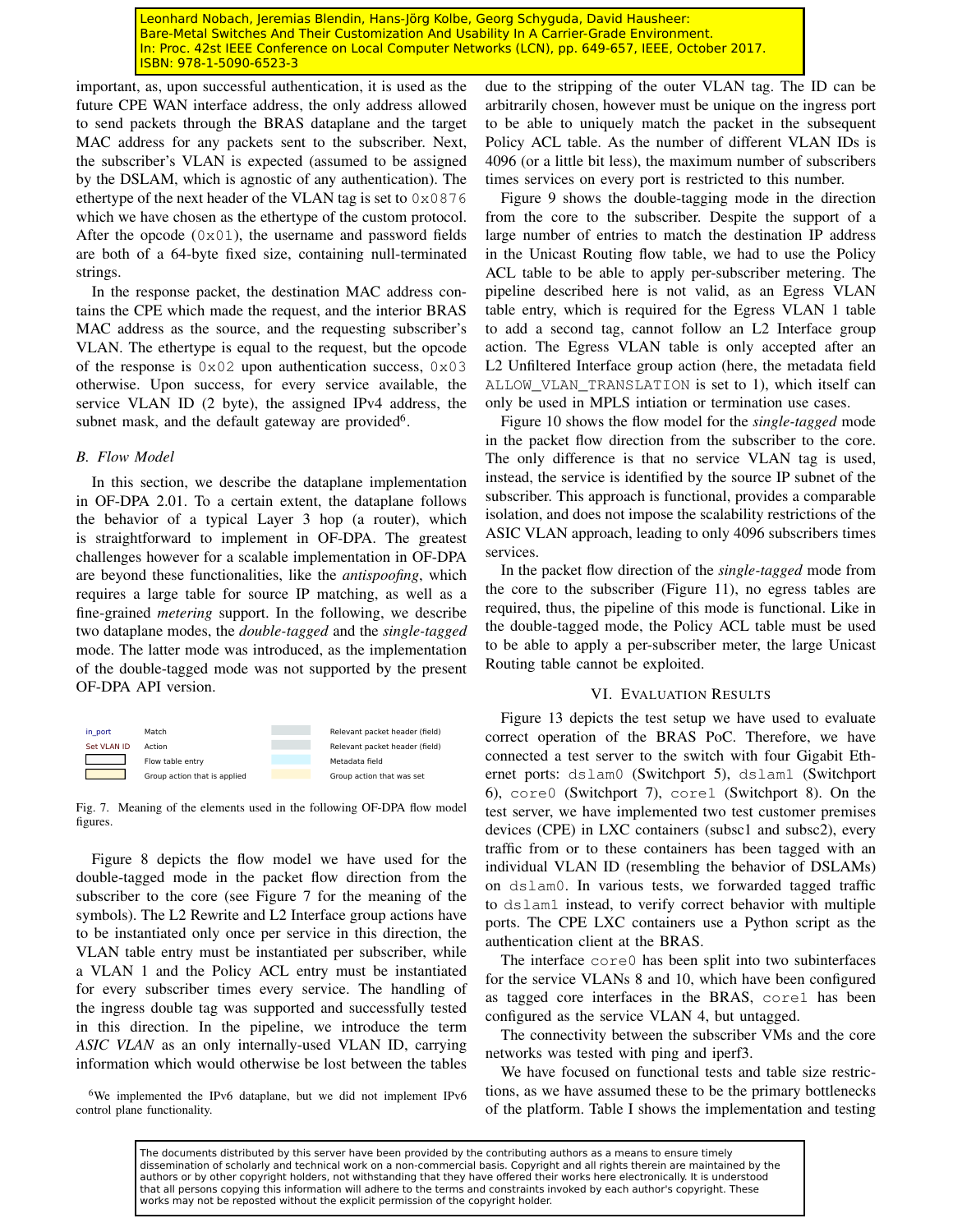important, as, upon successful authentication, it is used as the future CPE WAN interface address, the only address allowed to send packets through the BRAS dataplane and the target MAC address for any packets sent to the subscriber. Next, the subscriber's VLAN is expected (assumed to be assigned by the DSLAM, which is agnostic of any authentication). The ethertype of the next header of the VLAN tag is set to `0x0876` which we have chosen as the ethertype of the custom protocol. After the opcode (`0x01`), the username and password fields are both of a 64-byte fixed size, containing null-terminated strings.

In the response packet, the destination MAC address contains the CPE which made the request, and the interior BRAS MAC address as the source, and the requesting subscriber's VLAN. The ethertype is equal to the request, but the opcode of the response is `0x02` upon authentication success, `0x03` otherwise. Upon success, for every service available, the service VLAN ID (2 byte), the assigned IPv4 address, the subnet mask, and the default gateway are provided[6].

### B. Flow Model

In this section, we describe the dataplane implementation in OF-DPA 2.01. To a certain extent, the dataplane follows the behavior of a typical Layer 3 hop (a router), which is straightforward to implement in OF-DPA. The greatest challenges however for a scalable implementation in OF-DPA are beyond these functionalities, like the *antispoofing*, which requires a large table for source IP matching, as well as a fine-grained *metering* support. In the following, we describe two dataplane modes, the *double-tagged* and the *single-tagged* mode. The latter mode was introduced, as the implementation of the double-tagged mode was not supported by the present OF-DPA API version.

in_port Match Relevant packet header (field)
Set VLAN ID Action Relevant packet header (field)
Flow table entry Metadata field
Group action that is applied Group action that was set

Fig. 7. Meaning of the elements used in the following OF-DPA flow model figures.

Figure 8 depicts the flow model we have used for the double-tagged mode in the packet flow direction from the subscriber to the core (see Figure 7 for the meaning of the symbols). The L2 Rewrite and L2 Interface group actions have to be instantiated only once per service in this direction, the VLAN table entry must be instantiated per subscriber, while a VLAN 1 and the Policy ACL entry must be instantiated for every subscriber times every service. The handling of the ingress double tag was supported and successfully tested in this direction. In the pipeline, we introduce the term *ASIC VLAN* as an only internally-used VLAN ID, carrying information which would otherwise be lost between the tables due to the stripping of the outer VLAN tag. The ID can be arbitrarily chosen, however must be unique on the ingress port to be able to uniquely match the packet in the subsequent Policy ACL table. As the number of different VLAN IDs is 4096 (or a little bit less), the maximum number of subscribers times services on every port is restricted to this number.

Figure 9 shows the double-tagging mode in the direction from the core to the subscriber. Despite the support of a large number of entries to match the destination IP address in the Unicast Routing flow table, we had to use the Policy ACL table to be able to apply per-subscriber metering. The pipeline described here is not valid, as an Egress VLAN table entry, which is required for the Egress VLAN 1 table to add a second tag, cannot follow an L2 Interface group action. The Egress VLAN table is only accepted after an L2 Unfiltered Interface group action (here, the metadata field `ALLOW_VLAN_TRANSLATION` is set to 1), which itself can only be used in MPLS intiation or termination use cases.

Figure 10 shows the flow model for the *single-tagged* mode in the packet flow direction from the subscriber to the core. The only difference is that no service VLAN tag is used, instead, the service is identified by the source IP subnet of the subscriber. This approach is functional, provides a comparable isolation, and does not impose the scalability restrictions of the ASIC VLAN approach, leading to only 4096 subscribers times services.

In the packet flow direction of the *single-tagged* mode from the core to the subscriber (Figure 11), no egress tables are required, thus, the pipeline of this mode is functional. Like in the double-tagged mode, the Policy ACL table must be used to be able to apply a per-subscriber meter, the large Unicast Routing table cannot be exploited.

## VI. Evaluation Results

Figure 13 depicts the test setup we have used to evaluate correct operation of the BRAS PoC. Therefore, we have connected a test server to the switch with four Gigabit Ethernet ports: `dslam0` (Switchport 5), `dslam1` (Switchport 6), `core0` (Switchport 7), `core1` (Switchport 8). On the test server, we have implemented two test customer premises devices (CPE) in LXC containers (subsc1 and subsc2), every traffic from or to these containers has been tagged with an individual VLAN ID (resembling the behavior of DSLAMs) on `dslam0`. In various tests, we forwarded tagged traffic to `dslam1` instead, to verify correct behavior with multiple ports. The CPE LXC containers use a Python script as the authentication client at the BRAS.

The interface `core0` has been split into two subinterfaces for the service VLANs 8 and 10, which have been configured as tagged core interfaces in the BRAS, `core1` has been configured as the service VLAN 4, but untagged.

The connectivity between the subscriber VMs and the core networks was tested with ping and iperf3.

We have focused on functional tests and table size restrictions, as we have assumed these to be the primary bottlenecks of the platform. Table I shows the implementation and testing

[6] We implemented the IPv6 dataplane, but we did not implement IPv6 control plane functionality.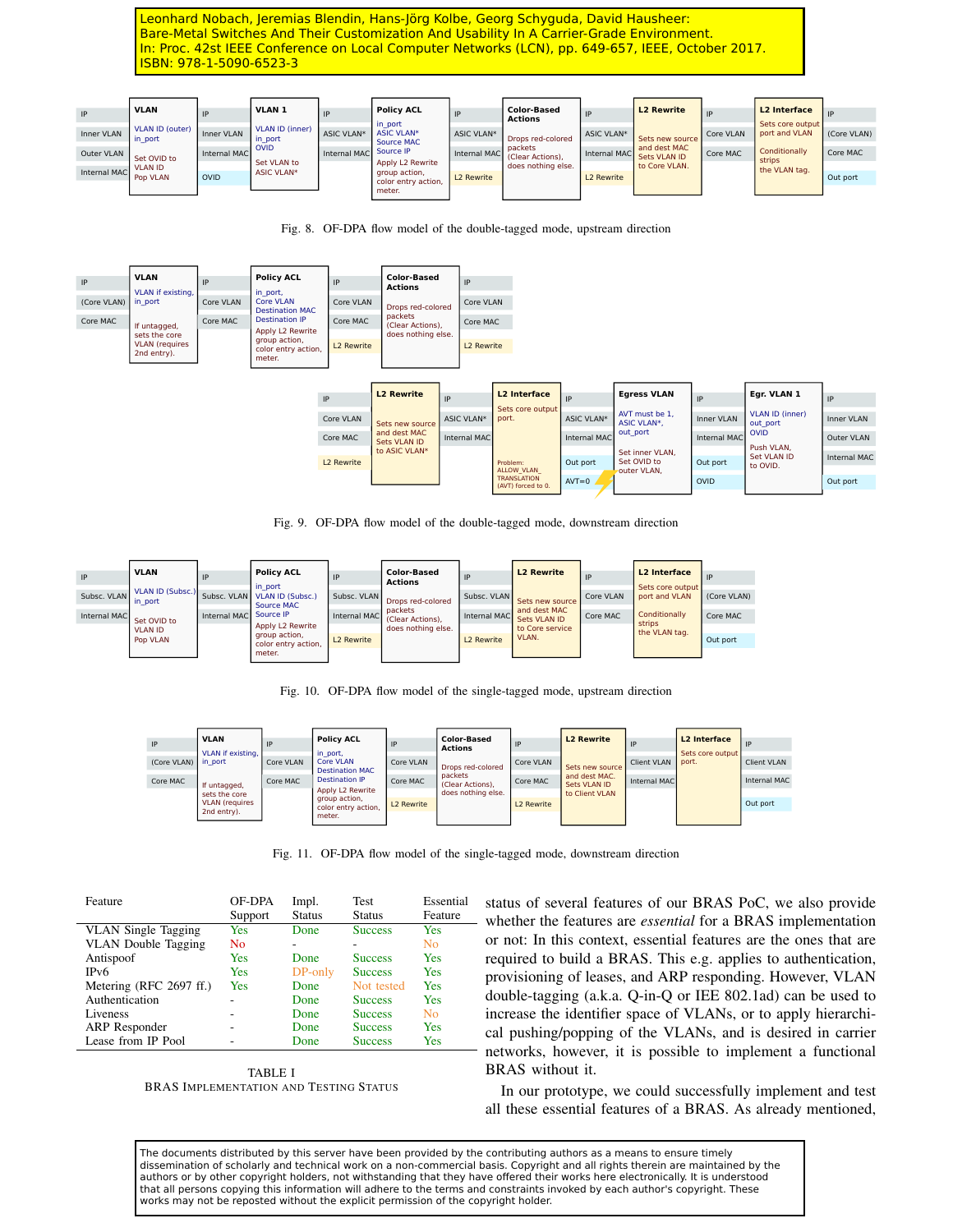IP
Inner VLAN
Outer VLAN
Internal MAC

**VLAN**
VLAN ID (outer)
in_port
Set OVID to VLAN ID
Pop VLAN

IP
Inner VLAN
Internal MAC
OVID

**VLAN 1**
VLAN ID (inner)
in_port
OVID
Set VLAN to ASIC VLAN*

IP
ASIC VLAN*
Internal MAC

**Policy ACL**
in_port
ASIC VLAN*
Source MAC
Source IP
Apply L2 Rewrite group action, color entry action, meter.

IP
ASIC VLAN*
Internal MAC
L2 Rewrite

**Color-Based Actions**
Drops red-colored packets (Clear Actions), does nothing else.

IP
ASIC VLAN*
Internal MAC
L2 Rewrite

**L2 Rewrite**
Sets new source and dest MAC
Sets VLAN ID to Core VLAN.

IP
Core VLAN
Core MAC

**L2 Interface**
Sets core output port and VLAN
Conditionally strips the VLAN tag.

IP
(Core VLAN)
Core MAC
Out port

Fig. 8. OF-DPA flow model of the double-tagged mode, upstream direction

IP
(Core VLAN)
Core MAC

**VLAN**
VLAN if existing, in_port
If untagged, sets the core VLAN (requires 2nd entry).

IP
Core VLAN
Core MAC

**Policy ACL**
in_port,
Core VLAN
Destination MAC
Destination IP
Apply L2 Rewrite group action, color entry action, meter.

IP
Core VLAN
Core MAC
L2 Rewrite

**Color-Based Actions**
Drops red-colored packets (Clear Actions), does nothing else.

IP
Core VLAN
Core MAC
L2 Rewrite

IP
Core VLAN
Core MAC
L2 Rewrite

**L2 Rewrite**
Sets new source and dest MAC
Sets VLAN ID to ASIC VLAN*

IP
ASIC VLAN*
Internal MAC

**L2 Interface**
Sets core output port.
Problem: ALLOW_VLAN_TRANSLATION (AVT) forced to 0.

IP
ASIC VLAN*
Internal MAC
Out port
AVT=0

**Egress VLAN**
AVT must be 1, ASIC VLAN*, out_port
Set inner VLAN, Set OVID to outer VLAN,

IP
Inner VLAN
Internal MAC
Out port
OVID

**Egr. VLAN 1**
VLAN ID (inner)
out_port
OVID
Push VLAN, Set VLAN ID to OVID.

IP
Inner VLAN
Outer VLAN
Internal MAC
Out port

Fig. 9. OF-DPA flow model of the double-tagged mode, downstream direction

IP
Subsc. VLAN
Internal MAC

**VLAN**
VLAN ID (Subsc.)
in_port
Set OVID to VLAN ID
Pop VLAN

IP
Subsc. VLAN
Internal MAC

**Policy ACL**
in_port
VLAN ID (Subsc.)
Source MAC
Source IP
Apply L2 Rewrite group action, color entry action, meter.

IP
Subsc. VLAN
Internal MAC
L2 Rewrite

**Color-Based Actions**
Drops red-colored packets (Clear Actions), does nothing else.

IP
Subsc. VLAN
Internal MAC
L2 Rewrite

**L2 Rewrite**
Sets new source and dest MAC
Sets VLAN ID to Core service VLAN.

IP
Core VLAN
Core MAC

**L2 Interface**
Sets core output port and VLAN
Conditionally strips the VLAN tag.

IP
(Core VLAN)
Core MAC
Out port

Fig. 10. OF-DPA flow model of the single-tagged mode, upstream direction

IP
(Core VLAN)
Core MAC

**VLAN**
VLAN if existing, in_port
If untagged, sets the core VLAN (requires 2nd entry).

IP
Core VLAN
Core MAC

**Policy ACL**
in_port,
Core VLAN
Destination MAC
Destination IP
Apply L2 Rewrite group action, color entry action, meter.

IP
Core VLAN
Core MAC
L2 Rewrite

**Color-Based Actions**
Drops red-colored packets (Clear Actions), does nothing else.

IP
Core VLAN
Core MAC
L2 Rewrite

**L2 Rewrite**
Sets new source and dest MAC.
Sets VLAN ID to Client VLAN

IP
Client VLAN
Internal MAC

**L2 Interface**
Sets core output port.

IP
Client VLAN
Internal MAC
Out port

Fig. 11. OF-DPA flow model of the single-tagged mode, downstream direction

| Feature | OF-DPA Support | Impl. Status | Test Status | Essential Feature |
|---|---|---|---|---|
| VLAN Single Tagging | Yes | Done | Success | Yes |
| VLAN Double Tagging | No | - | - | No |
| Antispoof | Yes | Done | Success | Yes |
| IPv6 | Yes | DP-only | Success | Yes |
| Metering (RFC 2697 ff.) | Yes | Done | Not tested | Yes |
| Authentication | - | Done | Success | Yes |
| Liveness | - | Done | Success | No |
| ARP Responder | - | Done | Success | Yes |
| Lease from IP Pool | - | Done | Success | Yes |

TABLE I
BRAS IMPLEMENTATION AND TESTING STATUS

status of several features of our BRAS PoC, we also provide whether the features are *essential* for a BRAS implementation or not: In this context, essential features are the ones that are required to build a BRAS. This e.g. applies to authentication, provisioning of leases, and ARP responding. However, VLAN double-tagging (a.k.a. Q-in-Q or IEEE 802.1ad) can be used to increase the identifier space of VLANs, or to apply hierarchical pushing/popping of the VLANs, and is desired in carrier networks, however, it is possible to implement a functional BRAS without it.

In our prototype, we could successfully implement and test all these essential features of a BRAS. As already mentioned,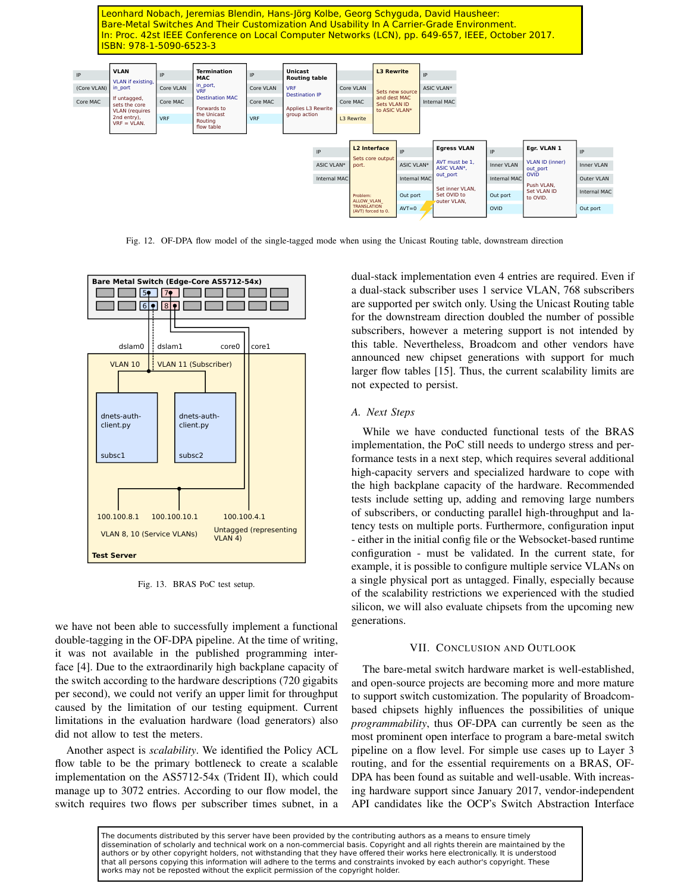Leonhard Nobach, Jeremias Blendin, Hans-Jörg Kolbe, Georg Schyguda, David Hausheer:
Bare-Metal Switches And Their Customization And Usability In A Carrier-Grade Environment.
In: Proc. 42st IEEE Conference on Local Computer Networks (LCN), pp. 649-657, IEEE, October 2017.
ISBN: 978-1-5090-6523-3

Fig. 12. OF-DPA flow model of the single-tagged mode when using the Unicast Routing table, downstream direction

Fig. 13. BRAS PoC test setup.

we have not been able to successfully implement a functional double-tagging in the OF-DPA pipeline. At the time of writing, it was not available in the published programming interface [4]. Due to the extraordinarily high backplane capacity of the switch according to the hardware descriptions (720 gigabits per second), we could not verify an upper limit for throughput caused by the limitation of our testing equipment. Current limitations in the evaluation hardware (load generators) also did not allow to test the meters.

Another aspect is *scalability*. We identified the Policy ACL flow table to be the primary bottleneck to create a scalable implementation on the AS5712-54x (Trident II), which could manage up to 3072 entries. According to our flow model, the switch requires two flows per subscriber times subnet, in a dual-stack implementation even 4 entries are required. Even if a dual-stack subscriber uses 1 service VLAN, 768 subscribers are supported per switch only. Using the Unicast Routing table for the downstream direction doubled the number of possible subscribers, however a metering support is not intended by this table. Nevertheless, Broadcom and other vendors have announced new chipset generations with support for much larger flow tables [15]. Thus, the current scalability limits are not expected to persist.

### A. Next Steps

While we have conducted functional tests of the BRAS implementation, the PoC still needs to undergo stress and performance tests in a next step, which requires several additional high-capacity servers and specialized hardware to cope with the high backplane capacity of the hardware. Recommended tests include setting up, adding and removing large numbers of subscribers, or conducting parallel high-throughput and latency tests on multiple ports. Furthermore, configuration input - either in the initial config file or the Websocket-based runtime configuration - must be validated. In the current state, for example, it is possible to configure multiple service VLANs on a single physical port as untagged. Finally, especially because of the scalability restrictions we experienced with the studied silicon, we will also evaluate chipsets from the upcoming new generations.

## VII. Conclusion and Outlook

The bare-metal switch hardware market is well-established, and open-source projects are becoming more and more mature to support switch customization. The popularity of Broadcom-based chipsets highly influences the possibilities of unique *programmability*, thus OF-DPA can currently be seen as the most prominent open interface to program a bare-metal switch pipeline on a flow level. For simple use cases up to Layer 3 routing, and for the essential requirements on a BRAS, OF-DPA has been found as suitable and well-usable. With increasing hardware support since January 2017, vendor-independent API candidates like the OCP's Switch Abstraction Interface

The documents distributed by this server have been provided by the contributing authors as a means to ensure timely dissemination of scholarly and technical work on a non-commercial basis. Copyright and all rights therein are maintained by the authors or by other copyright holders, not withstanding that they have offered their works here electronically. It is understood that all persons copying this information will adhere to the terms and constraints invoked by each author's copyright. These works may not be reposted without the explicit permission of the copyright holder.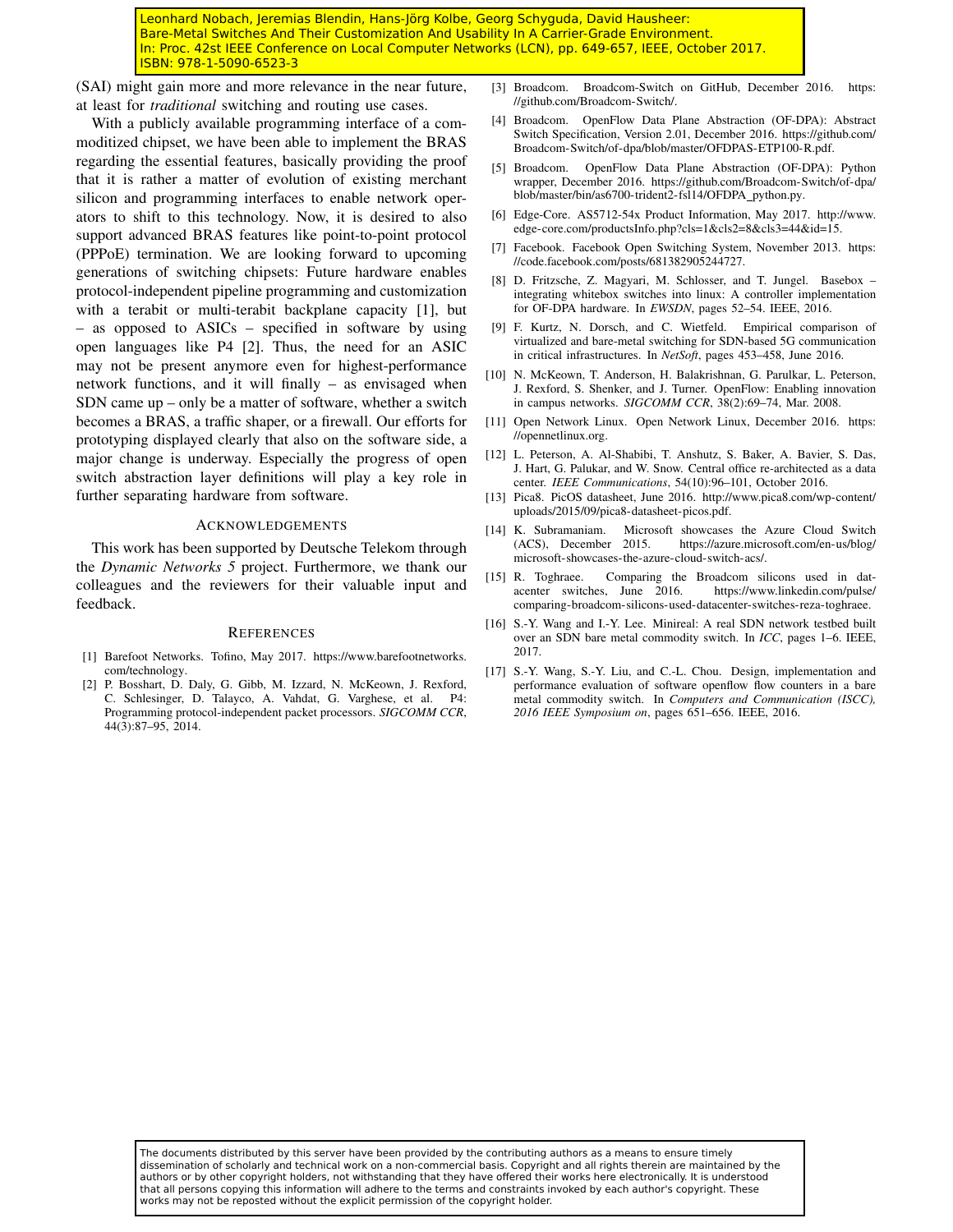(SAI) might gain more and more relevance in the near future, at least for *traditional* switching and routing use cases.

With a publicly available programming interface of a commoditized chipset, we have been able to implement the BRAS regarding the essential features, basically providing the proof that it is rather a matter of evolution of existing merchant silicon and programming interfaces to enable network operators to shift to this technology. Now, it is desired to also support advanced BRAS features like point-to-point protocol (PPPoE) termination. We are looking forward to upcoming generations of switching chipsets: Future hardware enables protocol-independent pipeline programming and customization with a terabit or multi-terabit backplane capacity [1], but – as opposed to ASICs – specified in software by using open languages like P4 [2]. Thus, the need for an ASIC may not be present anymore even for highest-performance network functions, and it will finally – as envisaged when SDN came up – only be a matter of software, whether a switch becomes a BRAS, a traffic shaper, or a firewall. Our efforts for prototyping displayed clearly that also on the software side, a major change is underway. Especially the progress of open switch abstraction layer definitions will play a key role in further separating hardware from software.

## Acknowledgements

This work has been supported by Deutsche Telekom through the *Dynamic Networks 5* project. Furthermore, we thank our colleagues and the reviewers for their valuable input and feedback.

## References

[1] Barefoot Networks. Tofino, May 2017. https://www.barefootnetworks.com/technology.

[2] P. Bosshart, D. Daly, G. Gibb, M. Izzard, N. McKeown, J. Rexford, C. Schlesinger, D. Talayco, A. Vahdat, G. Varghese, et al. P4: Programming protocol-independent packet processors. *SIGCOMM CCR*, 44(3):87–95, 2014.

[3] Broadcom. Broadcom-Switch on GitHub, December 2016. https://github.com/Broadcom-Switch/.

[4] Broadcom. OpenFlow Data Plane Abstraction (OF-DPA): Abstract Switch Specification, Version 2.01, December 2016. https://github.com/Broadcom-Switch/of-dpa/blob/master/OFDPAS-ETP100-R.pdf.

[5] Broadcom. OpenFlow Data Plane Abstraction (OF-DPA): Python wrapper, December 2016. https://github.com/Broadcom-Switch/of-dpa/blob/master/bin/as6700-trident2-fsl14/OFDPA_python.py.

[6] Edge-Core. AS5712-54x Product Information, May 2017. http://www.edge-core.com/productsInfo.php?cls=1&cls2=8&cls3=44&id=15.

[7] Facebook. Facebook Open Switching System, November 2013. https://code.facebook.com/posts/681382905244727.

[8] D. Fritzsche, Z. Magyari, M. Schlosser, and T. Jungel. Basebox – integrating whitebox switches into linux: A controller implementation for OF-DPA hardware. In *EWSDN*, pages 52–54. IEEE, 2016.

[9] F. Kurtz, N. Dorsch, and C. Wietfeld. Empirical comparison of virtualized and bare-metal switching for SDN-based 5G communication in critical infrastructures. In *NetSoft*, pages 453–458, June 2016.

[10] N. McKeown, T. Anderson, H. Balakrishnan, G. Parulkar, L. Peterson, J. Rexford, S. Shenker, and J. Turner. OpenFlow: Enabling innovation in campus networks. *SIGCOMM CCR*, 38(2):69–74, Mar. 2008.

[11] Open Network Linux. Open Network Linux, December 2016. https://opennetlinux.org.

[12] L. Peterson, A. Al-Shabibi, T. Anshutz, S. Baker, A. Bavier, S. Das, J. Hart, G. Palukar, and W. Snow. Central office re-architected as a data center. *IEEE Communications*, 54(10):96–101, October 2016.

[13] Pica8. PicOS datasheet, June 2016. http://www.pica8.com/wp-content/uploads/2015/09/pica8-datasheet-picos.pdf.

[14] K. Subramaniam. Microsoft showcases the Azure Cloud Switch (ACS), December 2015. https://azure.microsoft.com/en-us/blog/microsoft-showcases-the-azure-cloud-switch-acs/.

[15] R. Toghraee. Comparing the Broadcom silicons used in datacenter switches, June 2016. https://www.linkedin.com/pulse/comparing-broadcom-silicons-used-datacenter-switches-reza-toghraee.

[16] S.-Y. Wang and I.-Y. Lee. Minireal: A real SDN network testbed built over an SDN bare metal commodity switch. In *ICC*, pages 1–6. IEEE, 2017.

[17] S.-Y. Wang, S.-Y. Liu, and C.-L. Chou. Design, implementation and performance evaluation of software openflow flow counters in a bare metal commodity switch. In *Computers and Communication (ISCC), 2016 IEEE Symposium on*, pages 651–656. IEEE, 2016.